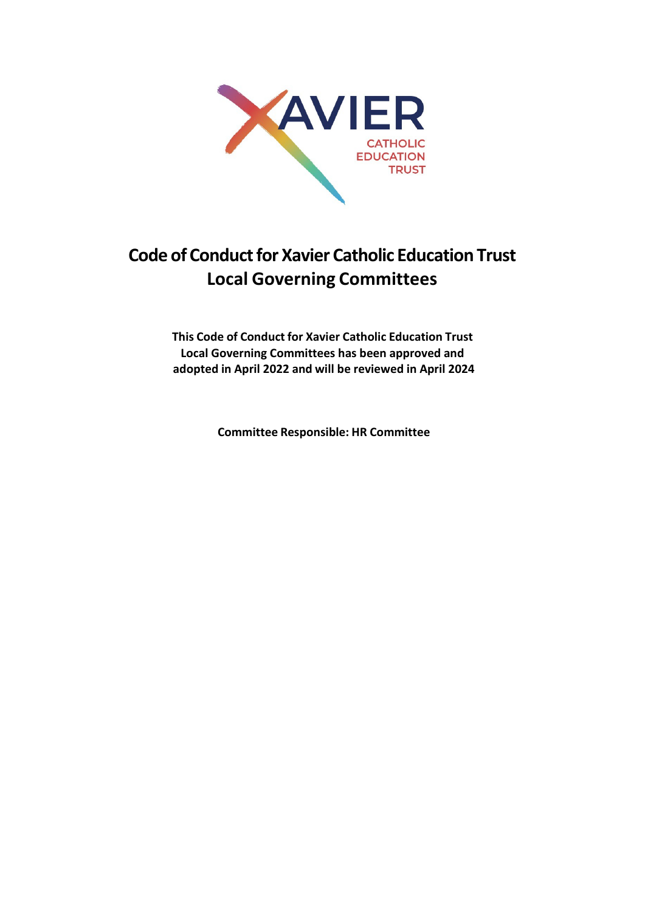# Code of Conduct for Xavier Catholic Education Trust Local Governing Committees

**This Code of Conduct for Xavier Catholic Education Trust Local Governing Committees has been approved and adopted in April 2022 and will be reviewed in April 2024**

**Committee Responsible: HR Committee**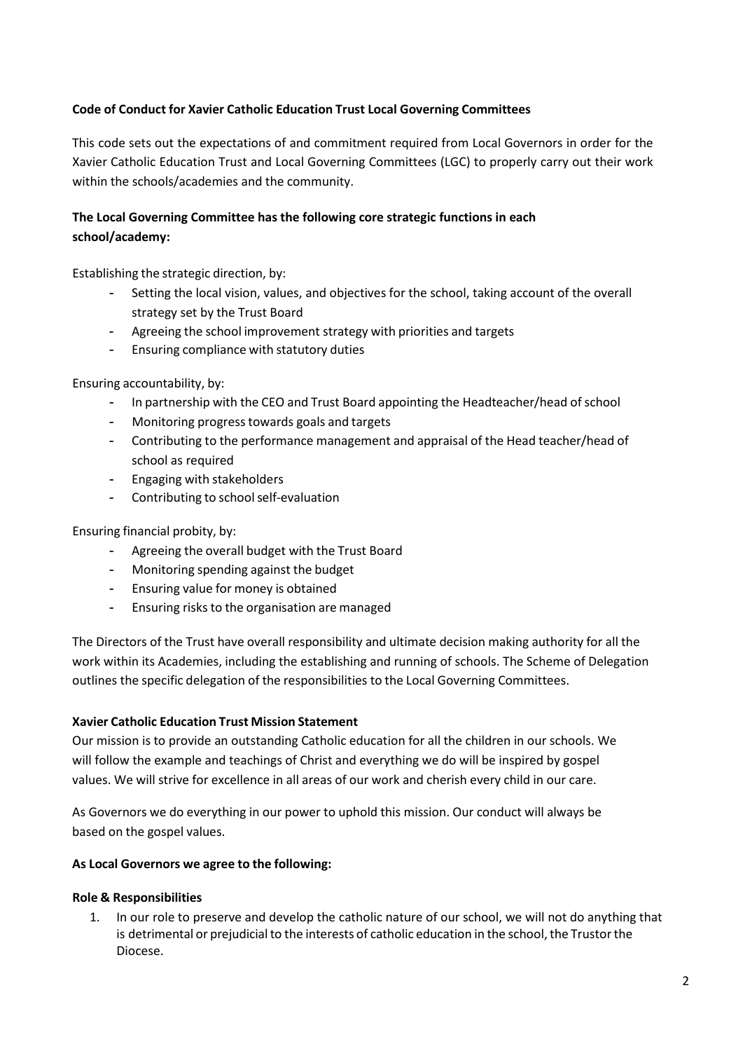**Code of Conduct for Xavier Catholic Education Trust Local Governing Committees**

This code sets out the expectations of and commitment required from Local Governors in order for the Xavier Catholic Education Trust and Local Governing Committees (LGC) to properly carry out their work within the schools/academies and the community.

**The Local Governing Committee has the following core strategic functions in each school/academy:**

Establishing the strategic direction, by:

- Setting the local vision, values, and objectives for the school, taking account of the overall strategy set by the Trust Board
- Agreeing the school improvement strategy with priorities and targets
- Ensuring compliance with statutory duties

Ensuring accountability, by:

- In partnership with the CEO and Trust Board appointing the Headteacher/head of school
- Monitoring progress towards goals and targets
- Contributing to the performance management and appraisal of the Head teacher/head of school as required
- Engaging with stakeholders
- Contributing to school self-evaluation

Ensuring financial probity, by:

- Agreeing the overall budget with the Trust Board
- Monitoring spending against the budget
- Ensuring value for money is obtained
- Ensuring risks to the organisation are managed

The Directors of the Trust have overall responsibility and ultimate decision making authority for all the work within its Academies, including the establishing and running of schools. The Scheme of Delegation outlines the specific delegation of the responsibilities to the Local Governing Committees.

**Xavier Catholic Education Trust Mission Statement**

Our mission is to provide an outstanding Catholic education for all the children in our schools. We will follow the example and teachings of Christ and everything we do will be inspired by gospel values. We will strive for excellence in all areas of our work and cherish every child in our care.

As Governors we do everything in our power to uphold this mission. Our conduct will always be based on the gospel values.

**As Local Governors we agree to the following:**

**Role & Responsibilities**

1. In our role to preserve and develop the catholic nature of our school, we will not do anything that is detrimental or prejudicial to the interests of catholic education in the school, the Trustor the Diocese.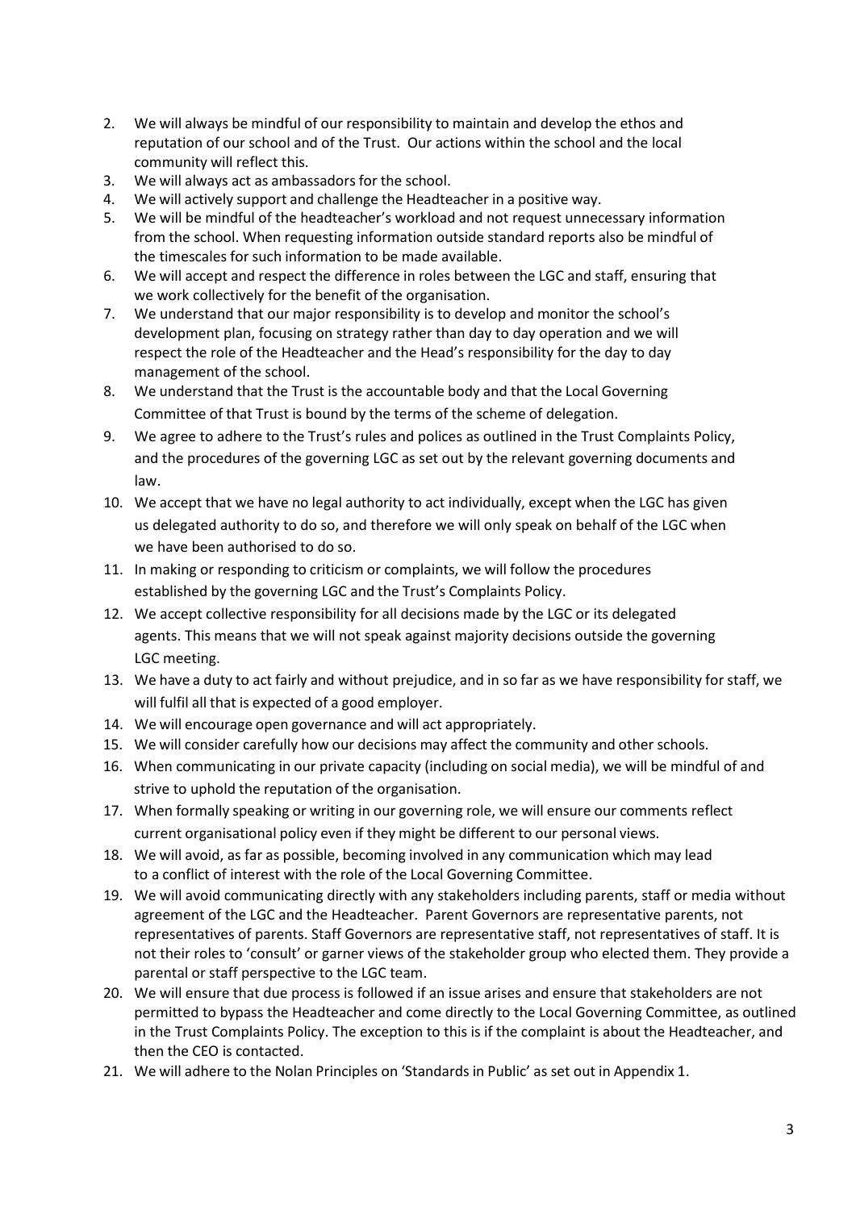2. We will always be mindful of our responsibility to maintain and develop the ethos and reputation of our school and of the Trust. Our actions within the school and the local community will reflect this.
3. We will always act as ambassadors for the school.
4. We will actively support and challenge the Headteacher in a positive way.
5. We will be mindful of the headteacher's workload and not request unnecessary information from the school. When requesting information outside standard reports also be mindful of the timescales for such information to be made available.
6. We will accept and respect the difference in roles between the LGC and staff, ensuring that we work collectively for the benefit of the organisation.
7. We understand that our major responsibility is to develop and monitor the school's development plan, focusing on strategy rather than day to day operation and we will respect the role of the Headteacher and the Head's responsibility for the day to day management of the school.
8. We understand that the Trust is the accountable body and that the Local Governing Committee of that Trust is bound by the terms of the scheme of delegation.
9. We agree to adhere to the Trust's rules and polices as outlined in the Trust Complaints Policy, and the procedures of the governing LGC as set out by the relevant governing documents and law.
10. We accept that we have no legal authority to act individually, except when the LGC has given us delegated authority to do so, and therefore we will only speak on behalf of the LGC when we have been authorised to do so.
11. In making or responding to criticism or complaints, we will follow the procedures established by the governing LGC and the Trust's Complaints Policy.
12. We accept collective responsibility for all decisions made by the LGC or its delegated agents. This means that we will not speak against majority decisions outside the governing LGC meeting.
13. We have a duty to act fairly and without prejudice, and in so far as we have responsibility for staff, we will fulfil all that is expected of a good employer.
14. We will encourage open governance and will act appropriately.
15. We will consider carefully how our decisions may affect the community and other schools.
16. When communicating in our private capacity (including on social media), we will be mindful of and strive to uphold the reputation of the organisation.
17. When formally speaking or writing in our governing role, we will ensure our comments reflect current organisational policy even if they might be different to our personal views.
18. We will avoid, as far as possible, becoming involved in any communication which may lead to a conflict of interest with the role of the Local Governing Committee.
19. We will avoid communicating directly with any stakeholders including parents, staff or media without agreement of the LGC and the Headteacher. Parent Governors are representative parents, not representatives of parents. Staff Governors are representative staff, not representatives of staff. It is not their roles to 'consult' or garner views of the stakeholder group who elected them. They provide a parental or staff perspective to the LGC team.
20. We will ensure that due process is followed if an issue arises and ensure that stakeholders are not permitted to bypass the Headteacher and come directly to the Local Governing Committee, as outlined in the Trust Complaints Policy. The exception to this is if the complaint is about the Headteacher, and then the CEO is contacted.
21. We will adhere to the Nolan Principles on 'Standards in Public' as set out in Appendix 1.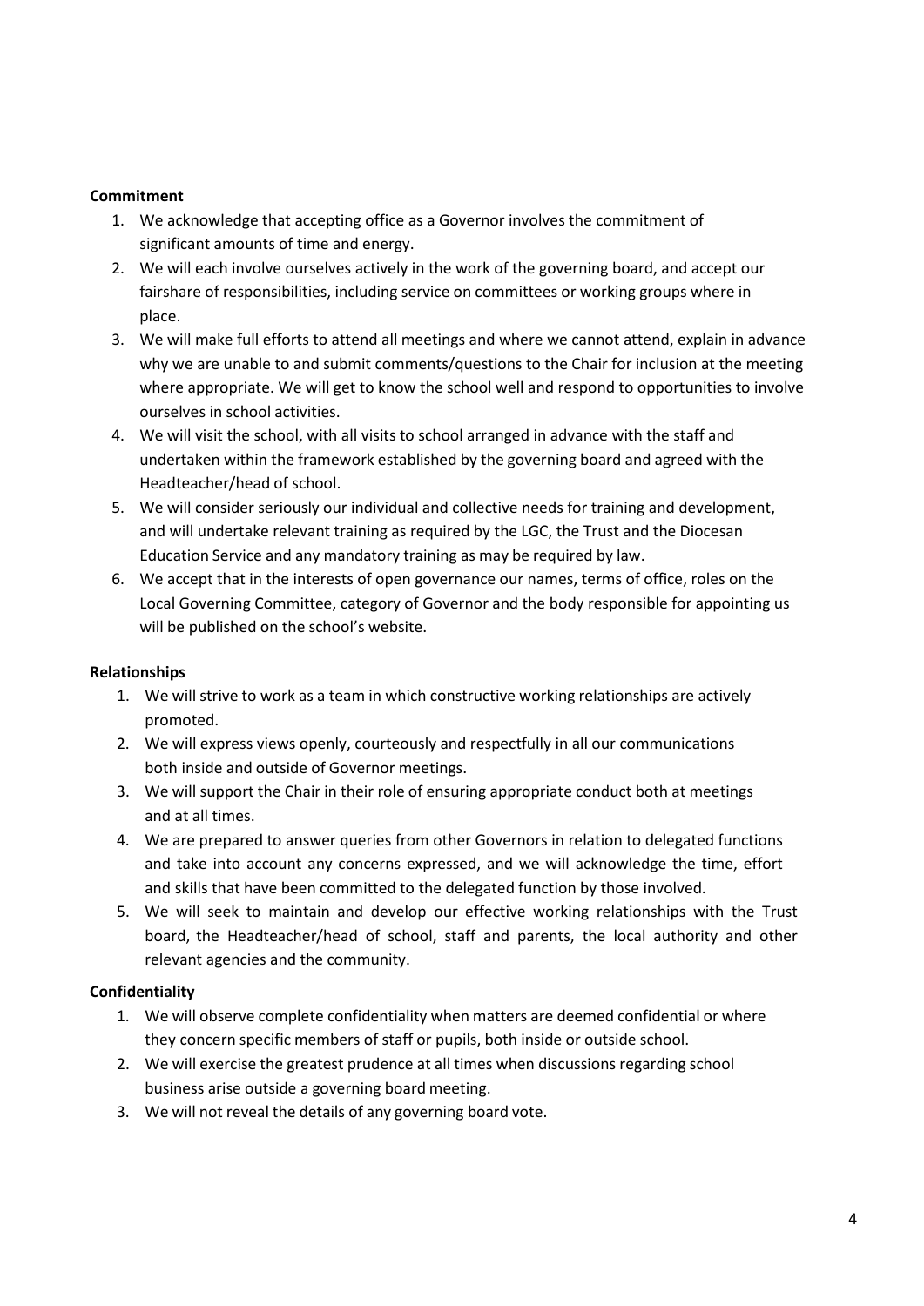**Commitment**

1. We acknowledge that accepting office as a Governor involves the commitment of significant amounts of time and energy.
2. We will each involve ourselves actively in the work of the governing board, and accept our fairshare of responsibilities, including service on committees or working groups where in place.
3. We will make full efforts to attend all meetings and where we cannot attend, explain in advance why we are unable to and submit comments/questions to the Chair for inclusion at the meeting where appropriate. We will get to know the school well and respond to opportunities to involve ourselves in school activities.
4. We will visit the school, with all visits to school arranged in advance with the staff and undertaken within the framework established by the governing board and agreed with the Headteacher/head of school.
5. We will consider seriously our individual and collective needs for training and development, and will undertake relevant training as required by the LGC, the Trust and the Diocesan Education Service and any mandatory training as may be required by law.
6. We accept that in the interests of open governance our names, terms of office, roles on the Local Governing Committee, category of Governor and the body responsible for appointing us will be published on the school's website.

**Relationships**

1. We will strive to work as a team in which constructive working relationships are actively promoted.
2. We will express views openly, courteously and respectfully in all our communications both inside and outside of Governor meetings.
3. We will support the Chair in their role of ensuring appropriate conduct both at meetings and at all times.
4. We are prepared to answer queries from other Governors in relation to delegated functions and take into account any concerns expressed, and we will acknowledge the time, effort and skills that have been committed to the delegated function by those involved.
5. We will seek to maintain and develop our effective working relationships with the Trust board, the Headteacher/head of school, staff and parents, the local authority and other relevant agencies and the community.

**Confidentiality**

1. We will observe complete confidentiality when matters are deemed confidential or where they concern specific members of staff or pupils, both inside or outside school.
2. We will exercise the greatest prudence at all times when discussions regarding school business arise outside a governing board meeting.
3. We will not reveal the details of any governing board vote.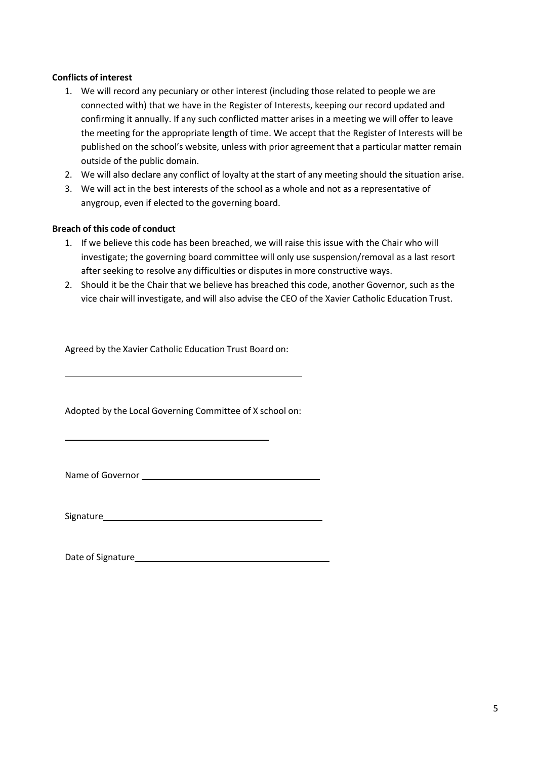**Conflicts of interest**

1. We will record any pecuniary or other interest (including those related to people we are connected with) that we have in the Register of Interests, keeping our record updated and confirming it annually. If any such conflicted matter arises in a meeting we will offer to leave the meeting for the appropriate length of time. We accept that the Register of Interests will be published on the school's website, unless with prior agreement that a particular matter remain outside of the public domain.
2. We will also declare any conflict of loyalty at the start of any meeting should the situation arise.
3. We will act in the best interests of the school as a whole and not as a representative of anygroup, even if elected to the governing board.

**Breach of this code of conduct**

1. If we believe this code has been breached, we will raise this issue with the Chair who will investigate; the governing board committee will only use suspension/removal as a last resort after seeking to resolve any difficulties or disputes in more constructive ways.
2. Should it be the Chair that we believe has breached this code, another Governor, such as the vice chair will investigate, and will also advise the CEO of the Xavier Catholic Education Trust.

Agreed by the Xavier Catholic Education Trust Board on:

\_\_\_\_\_\_\_\_\_\_\_\_\_\_\_\_\_\_\_\_\_\_\_\_\_\_\_\_\_\_\_\_\_\_\_\_\_\_\_\_

Adopted by the Local Governing Committee of X school on:

\_\_\_\_\_\_\_\_\_\_\_\_\_\_\_\_\_\_\_\_\_\_\_\_\_\_\_\_\_\_\_\_\_\_\_\_\_\_\_\_

Name of Governor \_\_\_\_\_\_\_\_\_\_\_\_\_\_\_\_\_\_\_\_\_\_\_\_\_\_\_\_\_\_\_\_\_\_\_\_

Signature\_\_\_\_\_\_\_\_\_\_\_\_\_\_\_\_\_\_\_\_\_\_\_\_\_\_\_\_\_\_\_\_\_\_\_\_\_\_\_\_\_\_\_\_

Date of Signature\_\_\_\_\_\_\_\_\_\_\_\_\_\_\_\_\_\_\_\_\_\_\_\_\_\_\_\_\_\_\_\_\_\_\_\_\_\_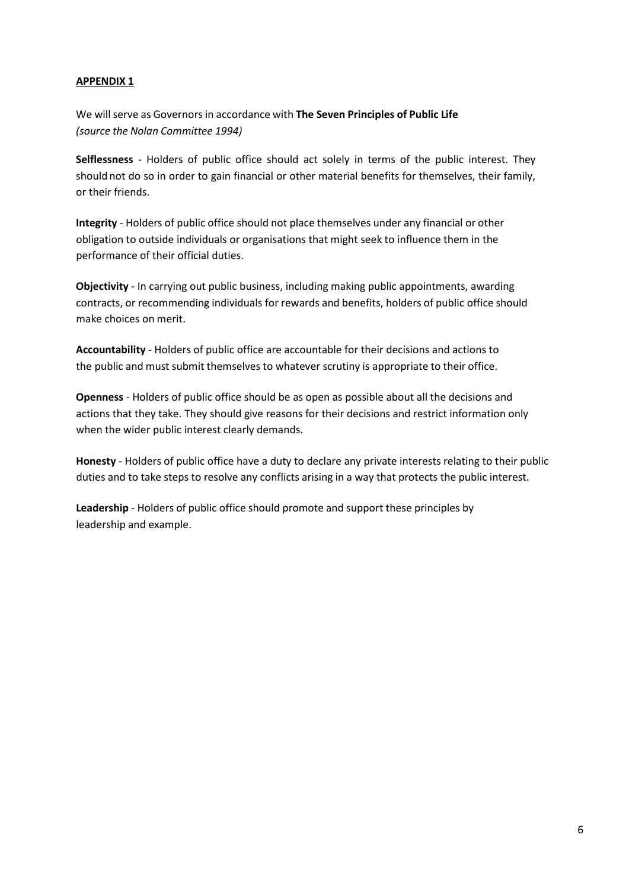**APPENDIX 1**

We will serve as Governors in accordance with **The Seven Principles of Public Life** *(source the Nolan Committee 1994)*

**Selflessness** - Holders of public office should act solely in terms of the public interest. They should not do so in order to gain financial or other material benefits for themselves, their family, or their friends.

**Integrity** - Holders of public office should not place themselves under any financial or other obligation to outside individuals or organisations that might seek to influence them in the performance of their official duties.

**Objectivity** - In carrying out public business, including making public appointments, awarding contracts, or recommending individuals for rewards and benefits, holders of public office should make choices on merit.

**Accountability** - Holders of public office are accountable for their decisions and actions to the public and must submit themselves to whatever scrutiny is appropriate to their office.

**Openness** - Holders of public office should be as open as possible about all the decisions and actions that they take. They should give reasons for their decisions and restrict information only when the wider public interest clearly demands.

**Honesty** - Holders of public office have a duty to declare any private interests relating to their public duties and to take steps to resolve any conflicts arising in a way that protects the public interest.

**Leadership** - Holders of public office should promote and support these principles by leadership and example.